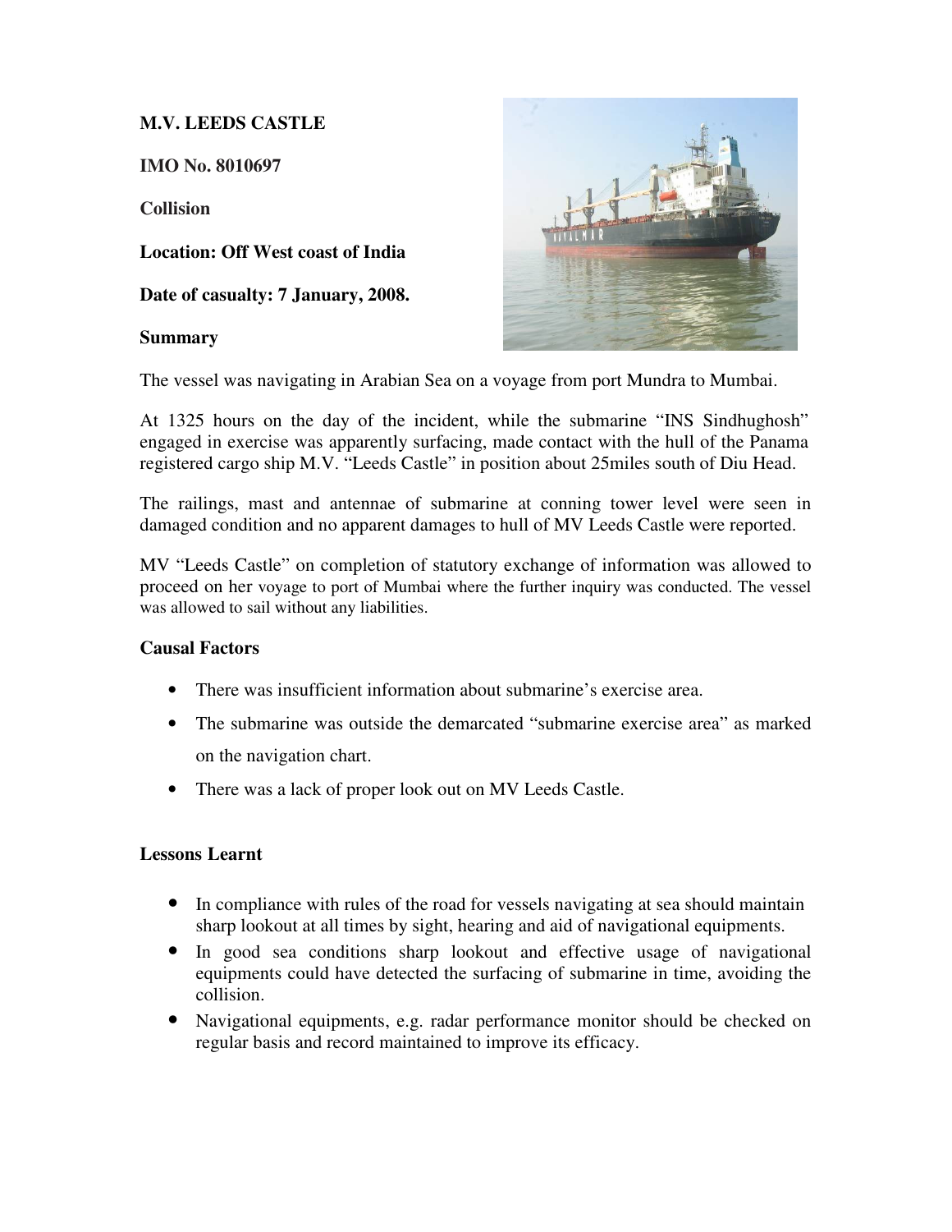**M.V. LEEDS CASTLE**

**IMO No. 8010697**

**Collision**

**Location: Off West coast of India**

**Date of casualty: 7 January, 2008.**

**Summary**

The vessel was navigating in Arabian Sea on a voyage from port Mundra to Mumbai.

At 1325 hours on the day of the incident, while the submarine "INS Sindhughosh" engaged in exercise was apparently surfacing, made contact with the hull of the Panama registered cargo ship M.V. "Leeds Castle" in position about 25miles south of Diu Head.

The railings, mast and antennae of submarine at conning tower level were seen in damaged condition and no apparent damages to hull of MV Leeds Castle were reported.

MV "Leeds Castle" on completion of statutory exchange of information was allowed to proceed on her voyage to port of Mumbai where the further inquiry was conducted. The vessel was allowed to sail without any liabilities.

**Causal Factors**

- There was insufficient information about submarine's exercise area.
- The submarine was outside the demarcated "submarine exercise area" as marked on the navigation chart.
- There was a lack of proper look out on MV Leeds Castle.

**Lessons Learnt**

- In compliance with rules of the road for vessels navigating at sea should maintain sharp lookout at all times by sight, hearing and aid of navigational equipments.
- In good sea conditions sharp lookout and effective usage of navigational equipments could have detected the surfacing of submarine in time, avoiding the collision.
- Navigational equipments, e.g. radar performance monitor should be checked on regular basis and record maintained to improve its efficacy.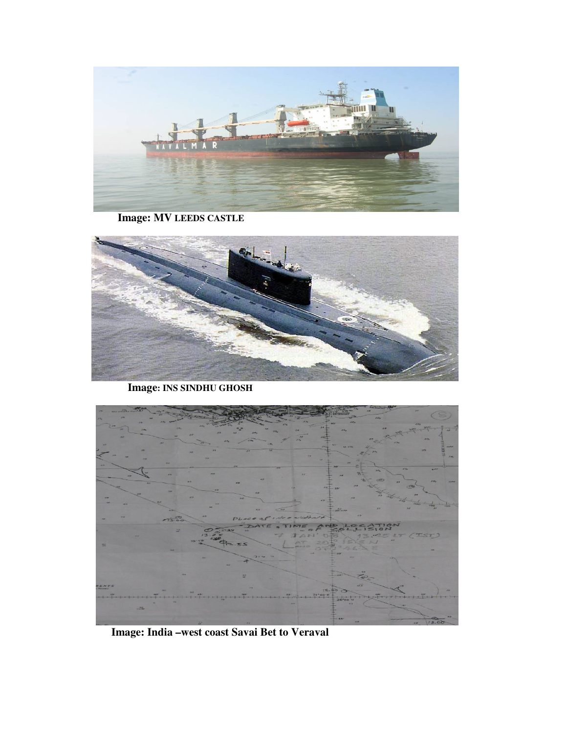Image: MV LEEDS CASTLE

Image: INS SINDHU GHOSH

Image: India –west coast Savai Bet to Veraval